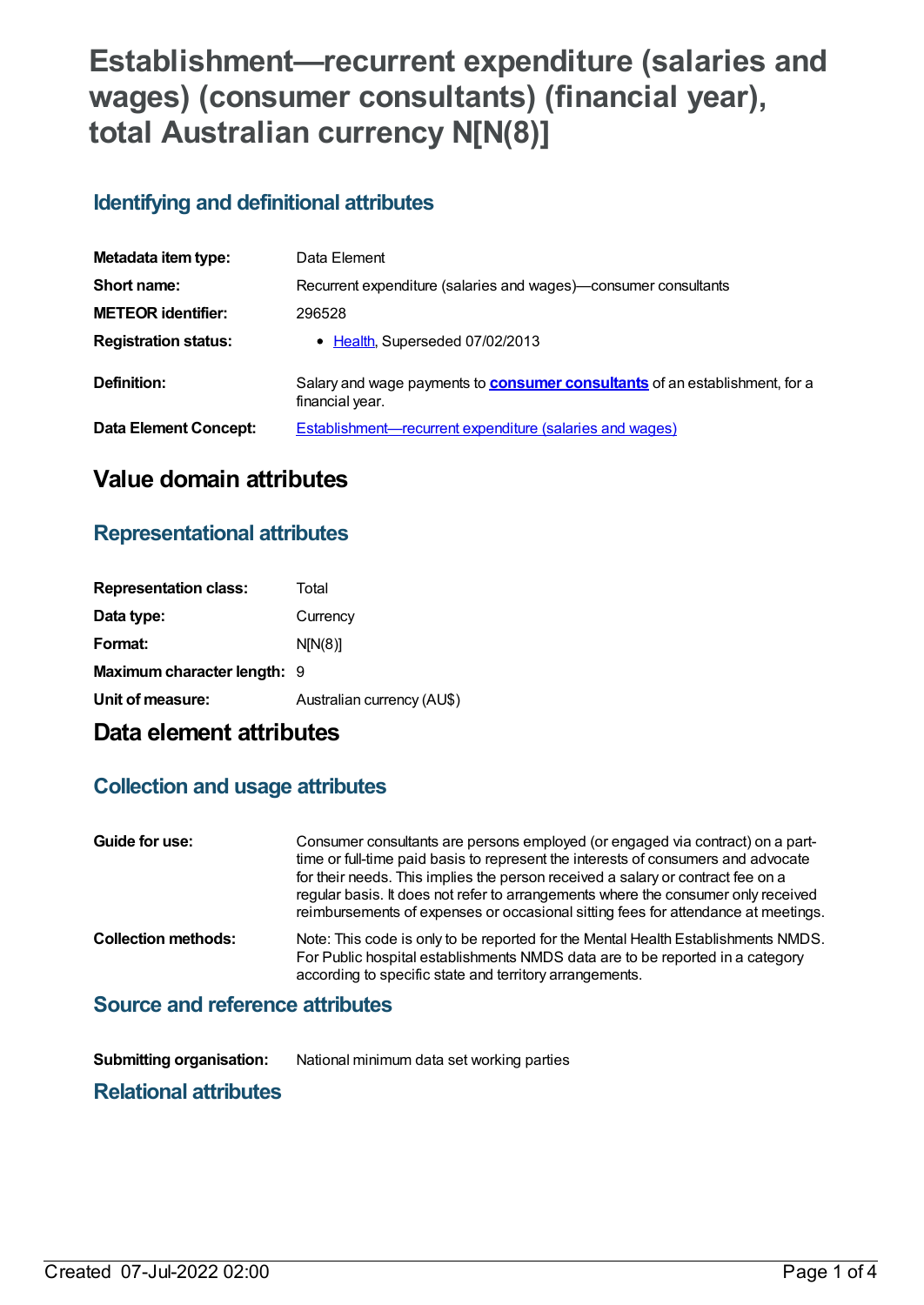# Establishment—recurrent expenditure (salaries and wages) (consumer consultants) (financial year), total Australian currency N[N(8)]

## Identifying and definitional attributes

| | |
|---|---|
| **Metadata item type:** | Data Element |
| **Short name:** | Recurrent expenditure (salaries and wages)—consumer consultants |
| **METEOR identifier:** | 296528 |
| **Registration status:** | • Health, Superseded 07/02/2013 |
| **Definition:** | Salary and wage payments to **consumer consultants** of an establishment, for a financial year. |
| **Data Element Concept:** | Establishment—recurrent expenditure (salaries and wages) |

# Value domain attributes

## Representational attributes

| | |
|---|---|
| **Representation class:** | Total |
| **Data type:** | Currency |
| **Format:** | N[N(8)] |
| **Maximum character length:** | 9 |
| **Unit of measure:** | Australian currency (AU$) |

# Data element attributes

## Collection and usage attributes

| | |
|---|---|
| **Guide for use:** | Consumer consultants are persons employed (or engaged via contract) on a part-time or full-time paid basis to represent the interests of consumers and advocate for their needs. This implies the person received a salary or contract fee on a regular basis. It does not refer to arrangements where the consumer only received reimbursements of expenses or occasional sitting fees for attendance at meetings. |
| **Collection methods:** | Note: This code is only to be reported for the Mental Health Establishments NMDS. For Public hospital establishments NMDS data are to be reported in a category according to specific state and territory arrangements. |

## Source and reference attributes

| | |
|---|---|
| **Submitting organisation:** | National minimum data set working parties |

## Relational attributes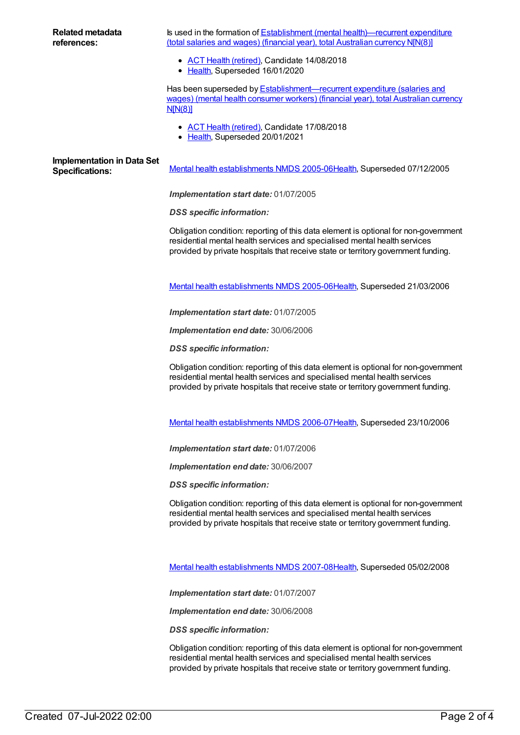**Related metadata references:**

Is used in the formation of Establishment (mental health)—recurrent expenditure (total salaries and wages) (financial year), total Australian currency N[N(8)]

- ACT Health (retired), Candidate 14/08/2018
- Health, Superseded 16/01/2020

Has been superseded by Establishment—recurrent expenditure (salaries and wages) (mental health consumer workers) (financial year), total Australian currency N[N(8)]

- ACT Health (retired), Candidate 17/08/2018
- Health, Superseded 20/01/2021

**Implementation in Data Set Specifications:**

Mental health establishments NMDS 2005-06Health, Superseded 07/12/2005

***Implementation start date:*** 01/07/2005

***DSS specific information:***

Obligation condition: reporting of this data element is optional for non-government residential mental health services and specialised mental health services provided by private hospitals that receive state or territory government funding.

Mental health establishments NMDS 2005-06Health, Superseded 21/03/2006

***Implementation start date:*** 01/07/2005

***Implementation end date:*** 30/06/2006

***DSS specific information:***

Obligation condition: reporting of this data element is optional for non-government residential mental health services and specialised mental health services provided by private hospitals that receive state or territory government funding.

Mental health establishments NMDS 2006-07Health, Superseded 23/10/2006

***Implementation start date:*** 01/07/2006

***Implementation end date:*** 30/06/2007

***DSS specific information:***

Obligation condition: reporting of this data element is optional for non-government residential mental health services and specialised mental health services provided by private hospitals that receive state or territory government funding.

Mental health establishments NMDS 2007-08Health, Superseded 05/02/2008

***Implementation start date:*** 01/07/2007

***Implementation end date:*** 30/06/2008

***DSS specific information:***

Obligation condition: reporting of this data element is optional for non-government residential mental health services and specialised mental health services provided by private hospitals that receive state or territory government funding.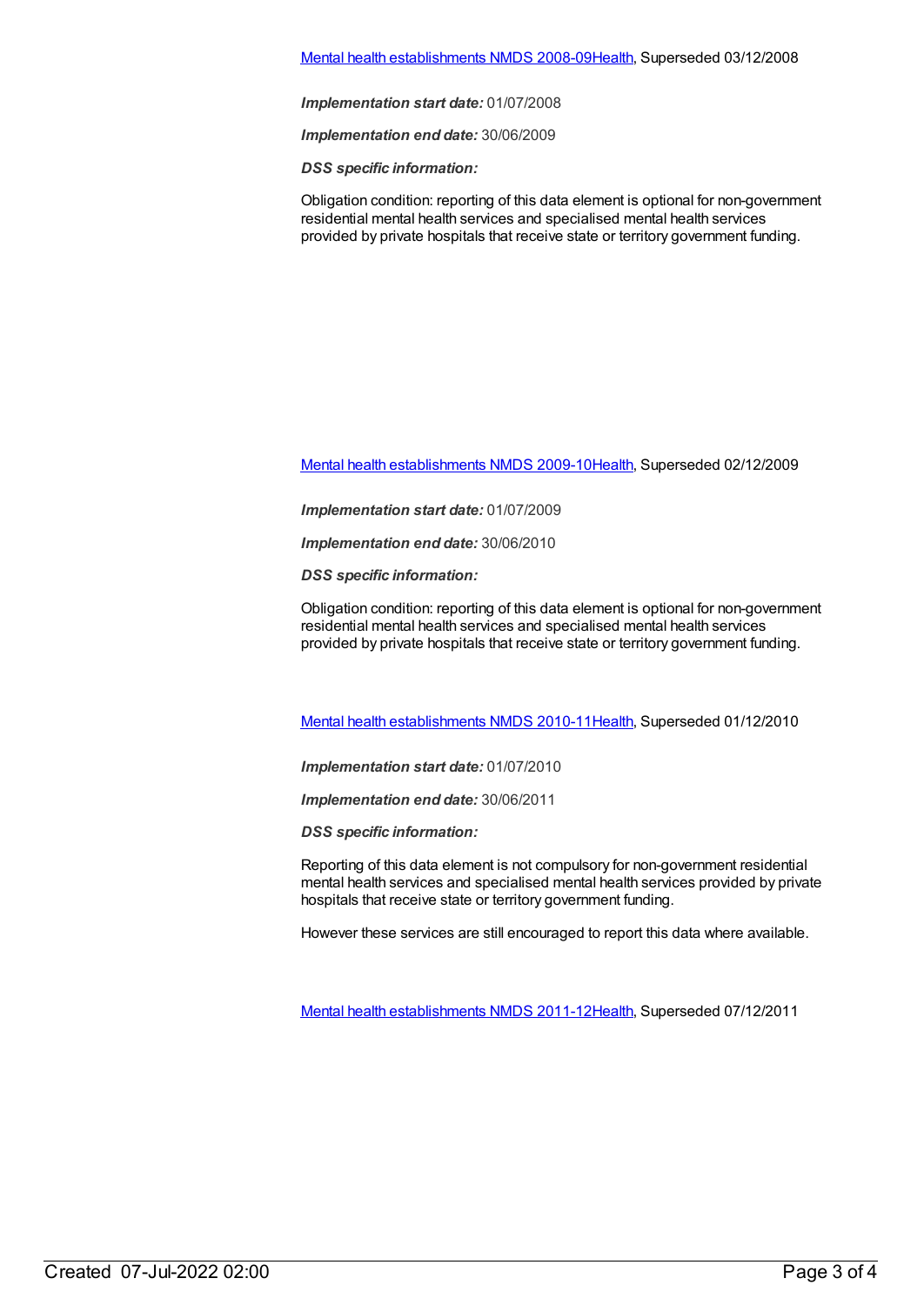Mental health establishments NMDS 2008-09Health, Superseded 03/12/2008

***Implementation start date:*** 01/07/2008

***Implementation end date:*** 30/06/2009

***DSS specific information:***

Obligation condition: reporting of this data element is optional for non-government residential mental health services and specialised mental health services provided by private hospitals that receive state or territory government funding.

Mental health establishments NMDS 2009-10Health, Superseded 02/12/2009

***Implementation start date:*** 01/07/2009

***Implementation end date:*** 30/06/2010

***DSS specific information:***

Obligation condition: reporting of this data element is optional for non-government residential mental health services and specialised mental health services provided by private hospitals that receive state or territory government funding.

Mental health establishments NMDS 2010-11Health, Superseded 01/12/2010

***Implementation start date:*** 01/07/2010

***Implementation end date:*** 30/06/2011

***DSS specific information:***

Reporting of this data element is not compulsory for non-government residential mental health services and specialised mental health services provided by private hospitals that receive state or territory government funding.

However these services are still encouraged to report this data where available.

Mental health establishments NMDS 2011-12Health, Superseded 07/12/2011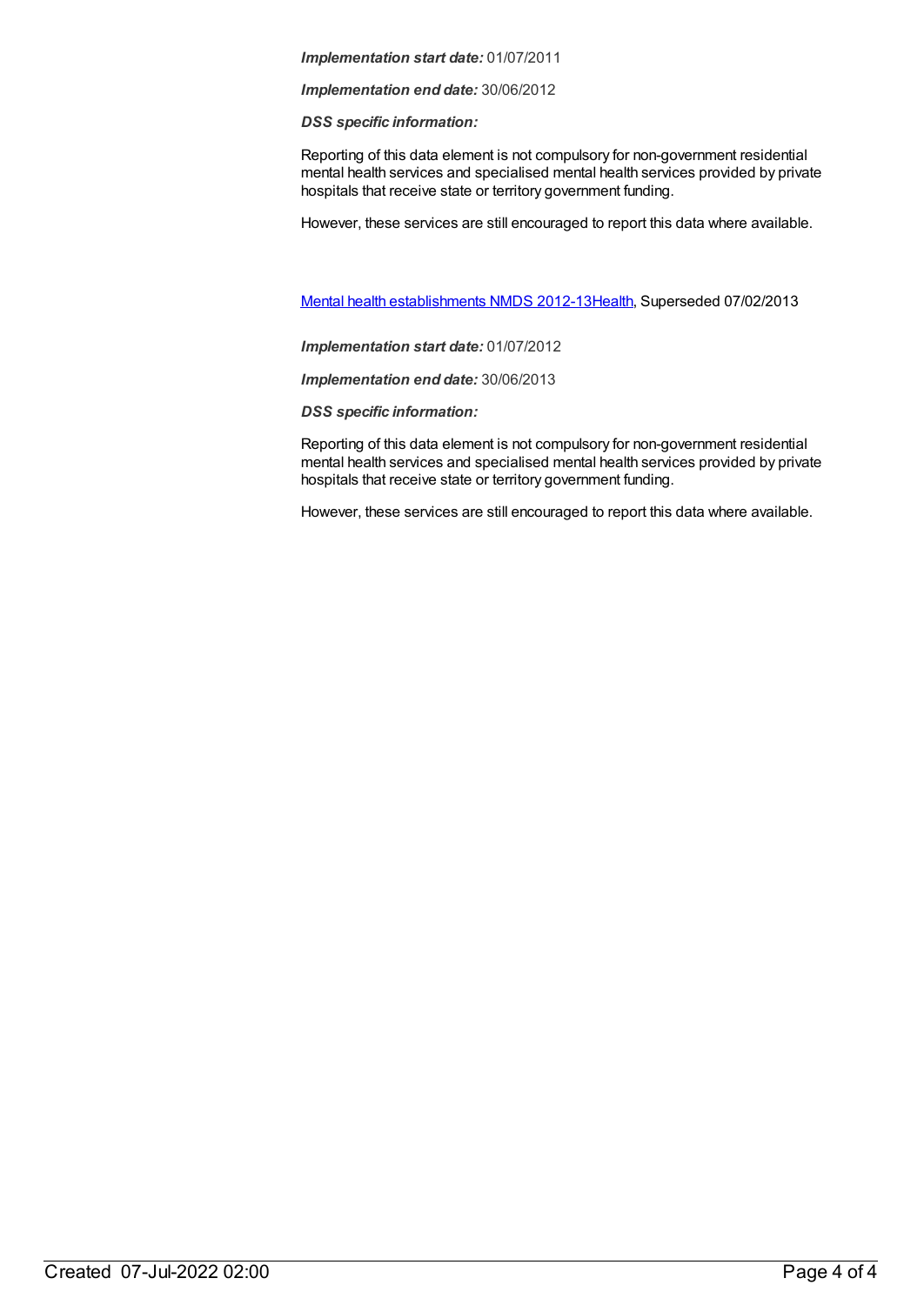***Implementation start date:*** 01/07/2011

***Implementation end date:*** 30/06/2012

***DSS specific information:***

Reporting of this data element is not compulsory for non-government residential mental health services and specialised mental health services provided by private hospitals that receive state or territory government funding.

However, these services are still encouraged to report this data where available.

[Mental health establishments NMDS 2012-13Health](), Superseded 07/02/2013

***Implementation start date:*** 01/07/2012

***Implementation end date:*** 30/06/2013

***DSS specific information:***

Reporting of this data element is not compulsory for non-government residential mental health services and specialised mental health services provided by private hospitals that receive state or territory government funding.

However, these services are still encouraged to report this data where available.